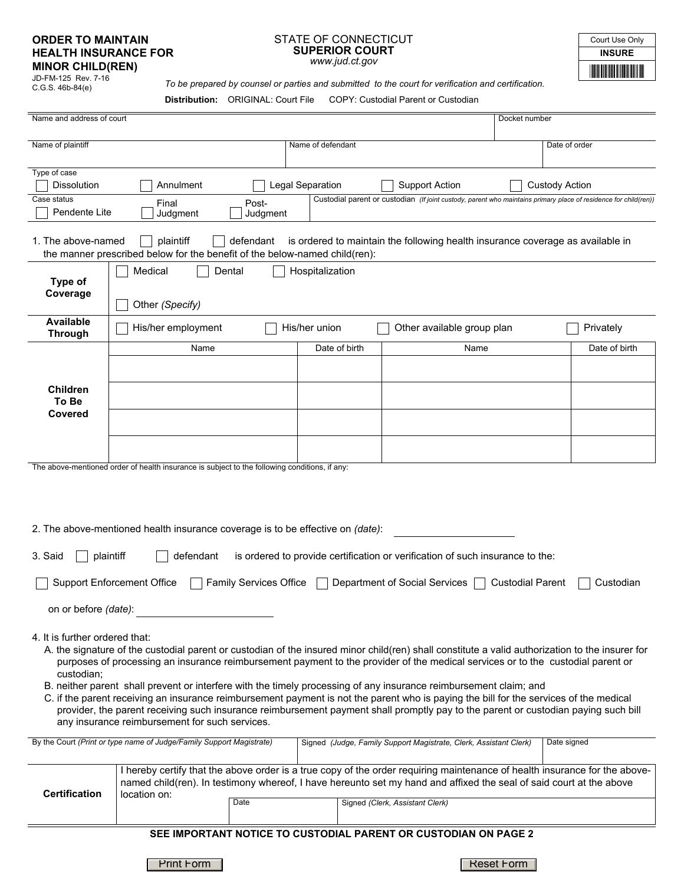# ORDER TO MAINTAIN HEALTH INSURANCE FOR MINOR CHILD(REN)

JD-FM-125 Rev. 7-16
C.G.S. 46b-84(e)

STATE OF CONNECTICUT
**SUPERIOR COURT**
*www.jud.ct.gov*

| Court Use Only |
|---|
| **INSURE** |

*To be prepared by counsel or parties and submitted to the court for verification and certification.*

**Distribution:** ORIGINAL: Court File COPY: Custodial Parent or Custodian

| Name and address of court | | Docket number |
|---|---|---|
| | | |

| Name of plaintiff | Name of defendant | Date of order |
|---|---|---|
| | | |

Type of case

☐ Dissolution ☐ Annulment ☐ Legal Separation ☐ Support Action ☐ Custody Action

Case status

☐ Pendente Lite ☐ Final Judgment ☐ Post-Judgment

Custodial parent or custodian *(If joint custody, parent who maintains primary place of residence for child(ren))*:

1. The above-named ☐ plaintiff ☐ defendant is ordered to maintain the following health insurance coverage as available in the manner prescribed below for the benefit of the below-named child(ren):

| **Type of Coverage** | ☐ Medical ☐ Dental ☐ Hospitalization ☐ Other *(Specify)* | | | |
|---|---|---|---|---|
| **Available Through** | ☐ His/her employment ☐ His/her union ☐ Other available group plan ☐ Privately | | | |
| **Children To Be Covered** | Name | Date of birth | Name | Date of birth |
| | | | | |
| | | | | |
| | | | | |
| | | | | |

The above-mentioned order of health insurance is subject to the following conditions, if any:

2. The above-mentioned health insurance coverage is to be effective on *(date)*: ____________

3. Said ☐ plaintiff ☐ defendant is ordered to provide certification or verification of such insurance to the:

☐ Support Enforcement Office ☐ Family Services Office ☐ Department of Social Services ☐ Custodial Parent ☐ Custodian

on or before *(date)*: ____________

4. It is further ordered that:
   A. the signature of the custodial parent or custodian of the insured minor child(ren) shall constitute a valid authorization to the insurer for purposes of processing an insurance reimbursement payment to the provider of the medical services or to the custodial parent or custodian;
   B. neither parent shall prevent or interfere with the timely processing of any insurance reimbursement claim; and
   C. if the parent receiving an insurance reimbursement payment is not the parent who is paying the bill for the services of the medical provider, the parent receiving such insurance reimbursement payment shall promptly pay to the parent or custodian paying such bill any insurance reimbursement for such services.

| By the Court *(Print or type name of Judge/Family Support Magistrate)* | Signed *(Judge, Family Support Magistrate, Clerk, Assistant Clerk)* | Date signed |
|---|---|---|
| | | |

| **Certification** | I hereby certify that the above order is a true copy of the order requiring maintenance of health insurance for the above-named child(ren). In testimony whereof, I have hereunto set my hand and affixed the seal of said court at the above location on: | |
|---|---|---|
| | Date | Signed *(Clerk, Assistant Clerk)* |

**SEE IMPORTANT NOTICE TO CUSTODIAL PARENT OR CUSTODIAN ON PAGE 2**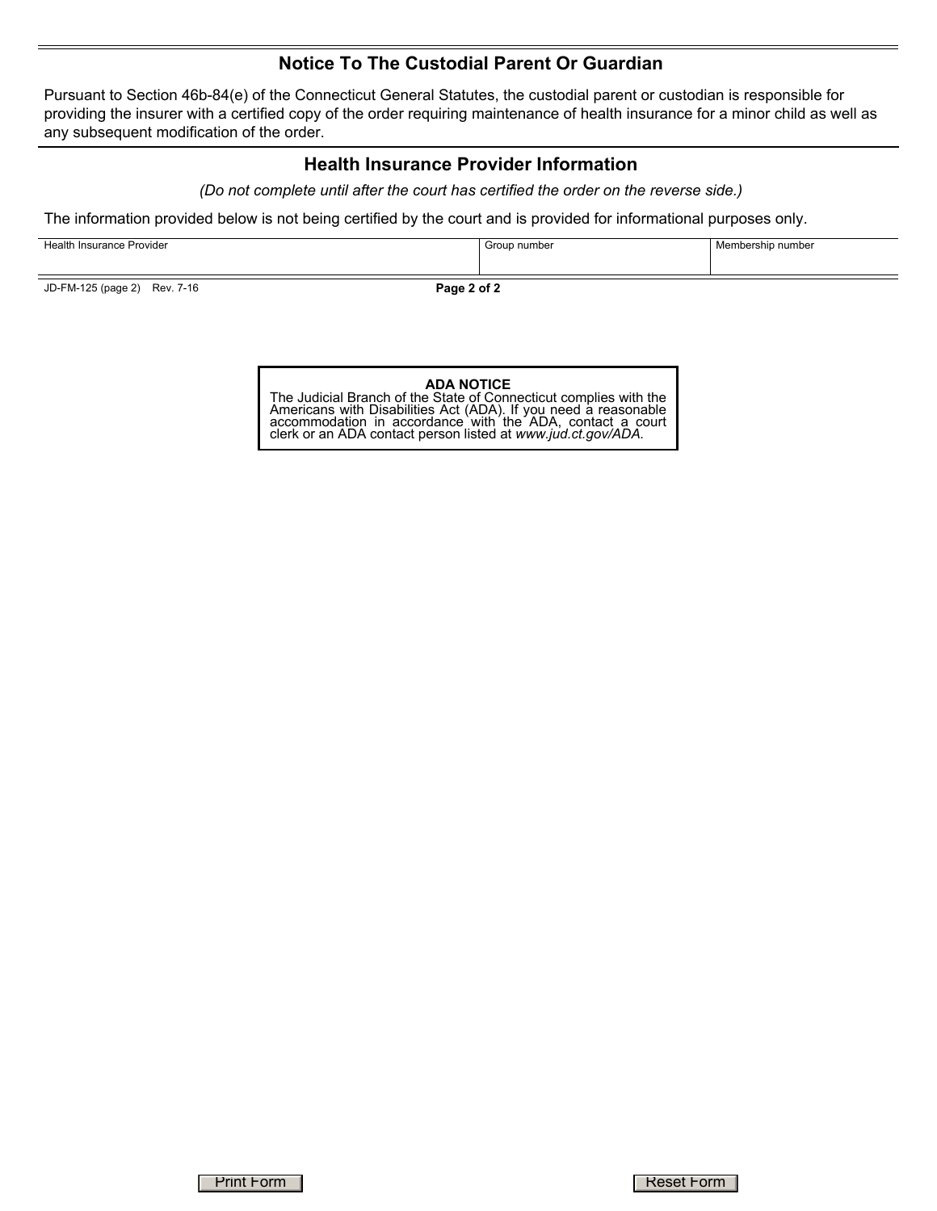## Notice To The Custodial Parent Or Guardian

Pursuant to Section 46b-84(e) of the Connecticut General Statutes, the custodial parent or custodian is responsible for providing the insurer with a certified copy of the order requiring maintenance of health insurance for a minor child as well as any subsequent modification of the order.

## Health Insurance Provider Information

*(Do not complete until after the court has certified the order on the reverse side.)*

The information provided below is not being certified by the court and is provided for informational purposes only.

| Health Insurance Provider | Group number | Membership number |
|---|---|---|
| | | |

JD-FM-125 (page 2) Rev. 7-16

**ADA NOTICE**
The Judicial Branch of the State of Connecticut complies with the Americans with Disabilities Act (ADA). If you need a reasonable accommodation in accordance with the ADA, contact a court clerk or an ADA contact person listed at *www.jud.ct.gov/ADA.*

Print Form Reset Form